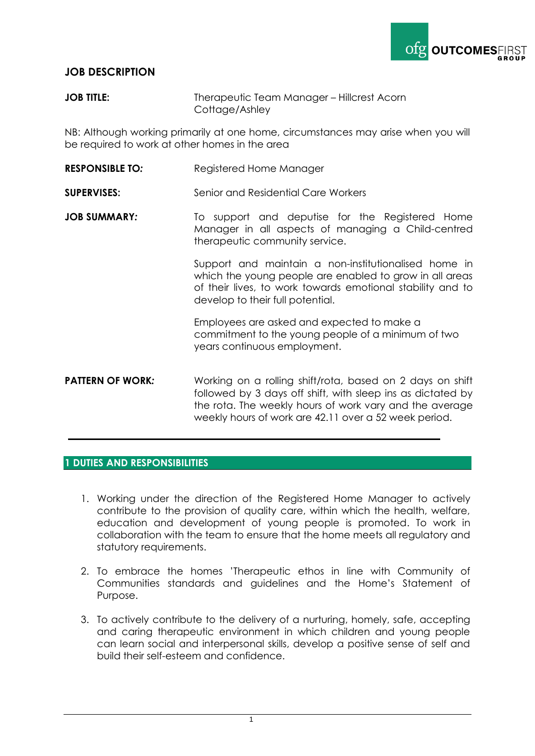# JOB DESCRIPTION

| | |
|---|---|
| **JOB TITLE:** | Therapeutic Team Manager – Hillcrest Acorn Cottage/Ashley |

NB: Although working primarily at one home, circumstances may arise when you will be required to work at other homes in the area

| | |
|---|---|
| **RESPONSIBLE TO:** | Registered Home Manager |
| **SUPERVISES:** | Senior and Residential Care Workers |
| **JOB SUMMARY:** | To support and deputise for the Registered Home Manager in all aspects of managing a Child-centred therapeutic community service.<br><br>Support and maintain a non-institutionalised home in which the young people are enabled to grow in all areas of their lives, to work towards emotional stability and to develop to their full potential.<br><br>Employees are asked and expected to make a commitment to the young people of a minimum of two years continuous employment. |
| **PATTERN OF WORK:** | Working on a rolling shift/rota, based on 2 days on shift followed by 3 days off shift, with sleep ins as dictated by the rota. The weekly hours of work vary and the average weekly hours of work are 42.11 over a 52 week period. |

---

## 1 DUTIES AND RESPONSIBILITIES

1. Working under the direction of the Registered Home Manager to actively contribute to the provision of quality care, within which the health, welfare, education and development of young people is promoted. To work in collaboration with the team to ensure that the home meets all regulatory and statutory requirements.

2. To embrace the homes 'Therapeutic ethos in line with Community of Communities standards and guidelines and the Home's Statement of Purpose.

3. To actively contribute to the delivery of a nurturing, homely, safe, accepting and caring therapeutic environment in which children and young people can learn social and interpersonal skills, develop a positive sense of self and build their self-esteem and confidence.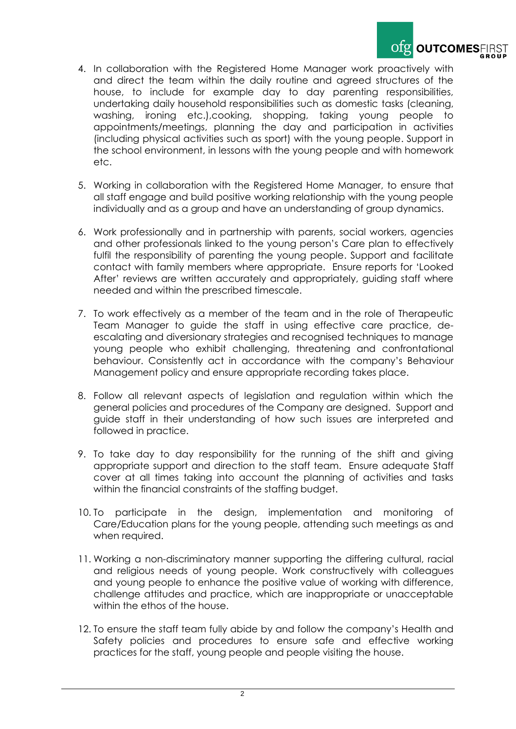4. In collaboration with the Registered Home Manager work proactively with and direct the team within the daily routine and agreed structures of the house, to include for example day to day parenting responsibilities, undertaking daily household responsibilities such as domestic tasks (cleaning, washing, ironing etc.),cooking, shopping, taking young people to appointments/meetings, planning the day and participation in activities (including physical activities such as sport) with the young people. Support in the school environment, in lessons with the young people and with homework etc.

5. Working in collaboration with the Registered Home Manager, to ensure that all staff engage and build positive working relationship with the young people individually and as a group and have an understanding of group dynamics.

6. Work professionally and in partnership with parents, social workers, agencies and other professionals linked to the young person's Care plan to effectively fulfil the responsibility of parenting the young people. Support and facilitate contact with family members where appropriate. Ensure reports for 'Looked After' reviews are written accurately and appropriately, guiding staff where needed and within the prescribed timescale.

7. To work effectively as a member of the team and in the role of Therapeutic Team Manager to guide the staff in using effective care practice, de-escalating and diversionary strategies and recognised techniques to manage young people who exhibit challenging, threatening and confrontational behaviour. Consistently act in accordance with the company's Behaviour Management policy and ensure appropriate recording takes place.

8. Follow all relevant aspects of legislation and regulation within which the general policies and procedures of the Company are designed. Support and guide staff in their understanding of how such issues are interpreted and followed in practice.

9. To take day to day responsibility for the running of the shift and giving appropriate support and direction to the staff team. Ensure adequate Staff cover at all times taking into account the planning of activities and tasks within the financial constraints of the staffing budget.

10. To participate in the design, implementation and monitoring of Care/Education plans for the young people, attending such meetings as and when required.

11. Working a non-discriminatory manner supporting the differing cultural, racial and religious needs of young people. Work constructively with colleagues and young people to enhance the positive value of working with difference, challenge attitudes and practice, which are inappropriate or unacceptable within the ethos of the house.

12. To ensure the staff team fully abide by and follow the company's Health and Safety policies and procedures to ensure safe and effective working practices for the staff, young people and people visiting the house.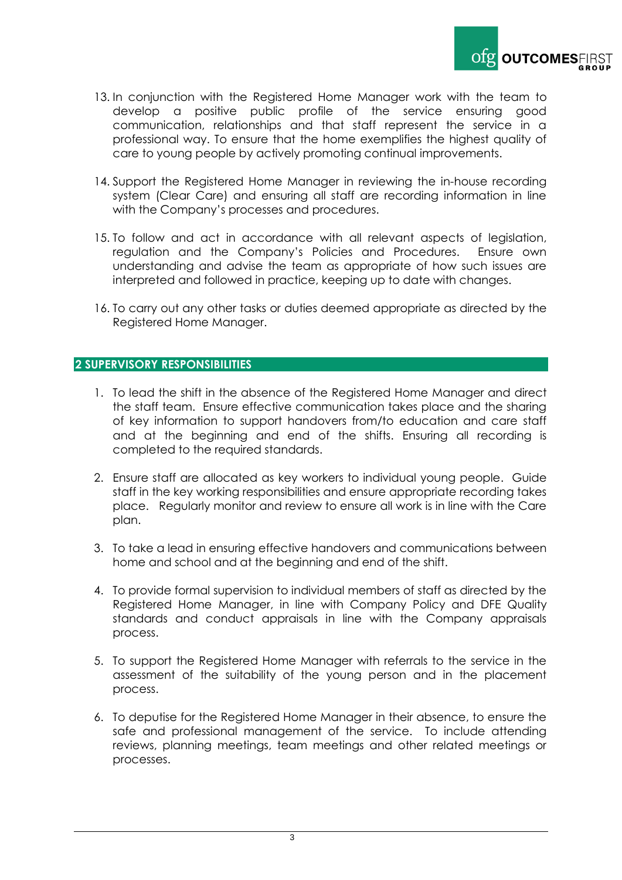13. In conjunction with the Registered Home Manager work with the team to develop a positive public profile of the service ensuring good communication, relationships and that staff represent the service in a professional way. To ensure that the home exemplifies the highest quality of care to young people by actively promoting continual improvements.

14. Support the Registered Home Manager in reviewing the in-house recording system (Clear Care) and ensuring all staff are recording information in line with the Company's processes and procedures.

15. To follow and act in accordance with all relevant aspects of legislation, regulation and the Company's Policies and Procedures. Ensure own understanding and advise the team as appropriate of how such issues are interpreted and followed in practice, keeping up to date with changes.

16. To carry out any other tasks or duties deemed appropriate as directed by the Registered Home Manager.

## 2 SUPERVISORY RESPONSIBILITIES

1. To lead the shift in the absence of the Registered Home Manager and direct the staff team. Ensure effective communication takes place and the sharing of key information to support handovers from/to education and care staff and at the beginning and end of the shifts. Ensuring all recording is completed to the required standards.

2. Ensure staff are allocated as key workers to individual young people. Guide staff in the key working responsibilities and ensure appropriate recording takes place. Regularly monitor and review to ensure all work is in line with the Care plan.

3. To take a lead in ensuring effective handovers and communications between home and school and at the beginning and end of the shift.

4. To provide formal supervision to individual members of staff as directed by the Registered Home Manager, in line with Company Policy and DFE Quality standards and conduct appraisals in line with the Company appraisals process.

5. To support the Registered Home Manager with referrals to the service in the assessment of the suitability of the young person and in the placement process.

6. To deputise for the Registered Home Manager in their absence, to ensure the safe and professional management of the service. To include attending reviews, planning meetings, team meetings and other related meetings or processes.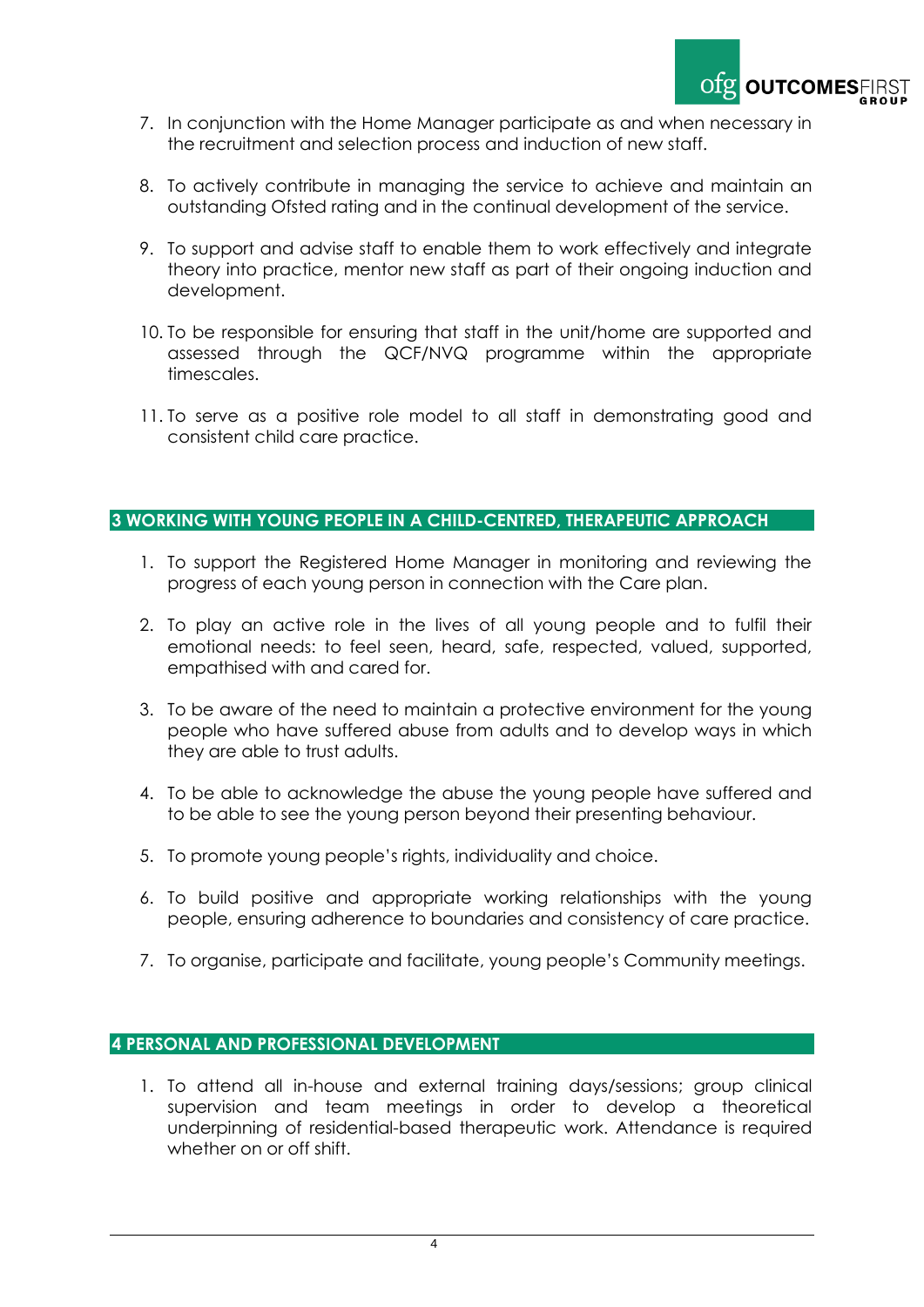7. In conjunction with the Home Manager participate as and when necessary in the recruitment and selection process and induction of new staff.

8. To actively contribute in managing the service to achieve and maintain an outstanding Ofsted rating and in the continual development of the service.

9. To support and advise staff to enable them to work effectively and integrate theory into practice, mentor new staff as part of their ongoing induction and development.

10. To be responsible for ensuring that staff in the unit/home are supported and assessed through the QCF/NVQ programme within the appropriate timescales.

11. To serve as a positive role model to all staff in demonstrating good and consistent child care practice.

## 3 WORKING WITH YOUNG PEOPLE IN A CHILD-CENTRED, THERAPEUTIC APPROACH

1. To support the Registered Home Manager in monitoring and reviewing the progress of each young person in connection with the Care plan.

2. To play an active role in the lives of all young people and to fulfil their emotional needs: to feel seen, heard, safe, respected, valued, supported, empathised with and cared for.

3. To be aware of the need to maintain a protective environment for the young people who have suffered abuse from adults and to develop ways in which they are able to trust adults.

4. To be able to acknowledge the abuse the young people have suffered and to be able to see the young person beyond their presenting behaviour.

5. To promote young people's rights, individuality and choice.

6. To build positive and appropriate working relationships with the young people, ensuring adherence to boundaries and consistency of care practice.

7. To organise, participate and facilitate, young people's Community meetings.

## 4 PERSONAL AND PROFESSIONAL DEVELOPMENT

1. To attend all in-house and external training days/sessions; group clinical supervision and team meetings in order to develop a theoretical underpinning of residential-based therapeutic work. Attendance is required whether on or off shift.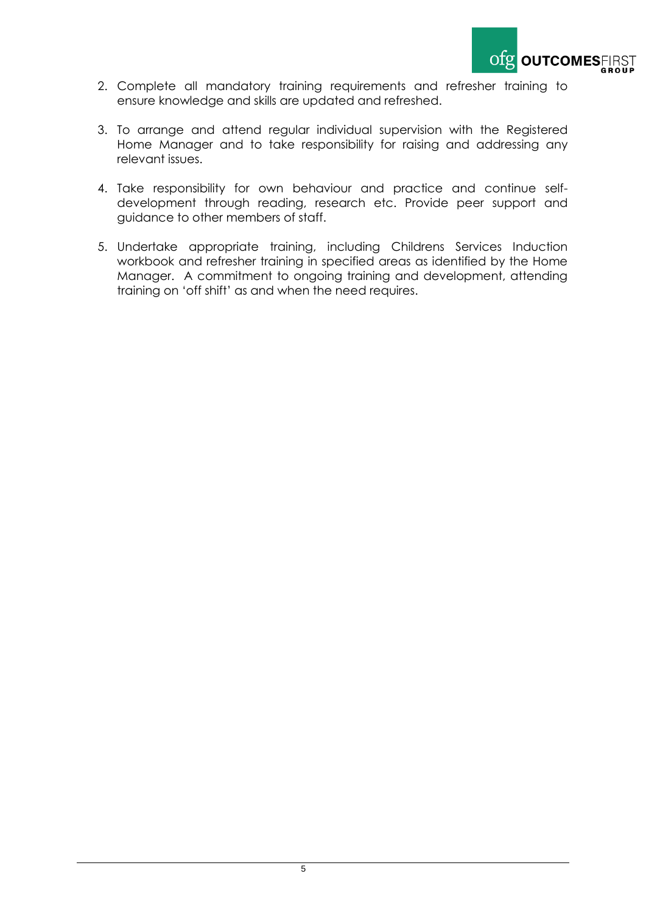2. Complete all mandatory training requirements and refresher training to ensure knowledge and skills are updated and refreshed.

3. To arrange and attend regular individual supervision with the Registered Home Manager and to take responsibility for raising and addressing any relevant issues.

4. Take responsibility for own behaviour and practice and continue self-development through reading, research etc. Provide peer support and guidance to other members of staff.

5. Undertake appropriate training, including Childrens Services Induction workbook and refresher training in specified areas as identified by the Home Manager. A commitment to ongoing training and development, attending training on 'off shift' as and when the need requires.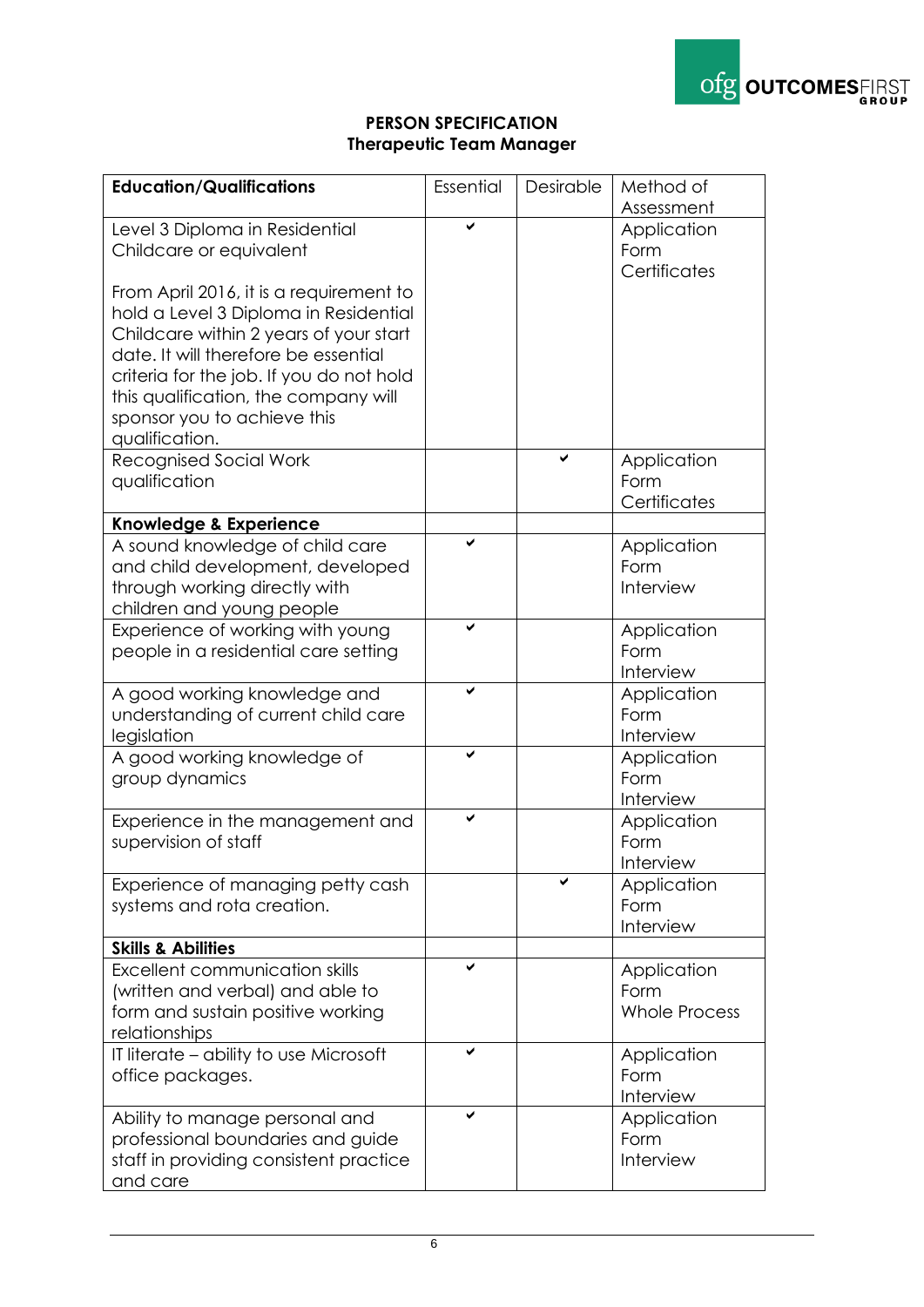**PERSON SPECIFICATION**
**Therapeutic Team Manager**

| **Education/Qualifications** | Essential | Desirable | Method of Assessment |
|---|---|---|---|
| Level 3 Diploma in Residential Childcare or equivalent<br><br>From April 2016, it is a requirement to hold a Level 3 Diploma in Residential Childcare within 2 years of your start date. It will therefore be essential criteria for the job. If you do not hold this qualification, the company will sponsor you to achieve this qualification. | ✔ | | Application Form<br>Certificates |
| Recognised Social Work qualification | | ✔ | Application Form<br>Certificates |
| **Knowledge & Experience** | | | |
| A sound knowledge of child care and child development, developed through working directly with children and young people | ✔ | | Application Form<br>Interview |
| Experience of working with young people in a residential care setting | ✔ | | Application Form<br>Interview |
| A good working knowledge and understanding of current child care legislation | ✔ | | Application Form<br>Interview |
| A good working knowledge of group dynamics | ✔ | | Application Form<br>Interview |
| Experience in the management and supervision of staff | ✔ | | Application Form<br>Interview |
| Experience of managing petty cash systems and rota creation. | | ✔ | Application Form<br>Interview |
| **Skills & Abilities** | | | |
| Excellent communication skills (written and verbal) and able to form and sustain positive working relationships | ✔ | | Application Form<br>Whole Process |
| IT literate – ability to use Microsoft office packages. | ✔ | | Application Form<br>Interview |
| Ability to manage personal and professional boundaries and guide staff in providing consistent practice and care | ✔ | | Application Form<br>Interview |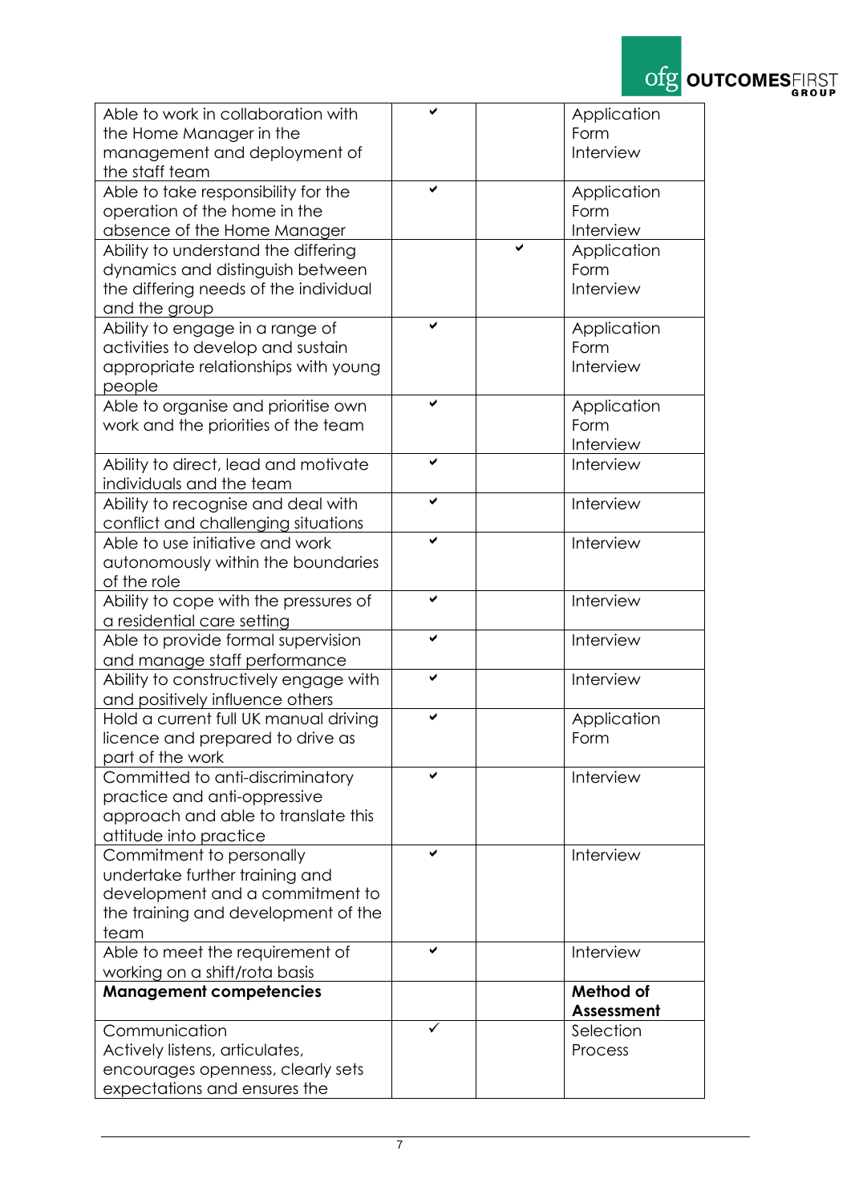| | | | |
|---|---|---|---|
| Able to work in collaboration with the Home Manager in the management and deployment of the staff team | ✔ | | Application Form Interview |
| Able to take responsibility for the operation of the home in the absence of the Home Manager | ✔ | | Application Form Interview |
| Ability to understand the differing dynamics and distinguish between the differing needs of the individual and the group | | ✔ | Application Form Interview |
| Ability to engage in a range of activities to develop and sustain appropriate relationships with young people | ✔ | | Application Form Interview |
| Able to organise and prioritise own work and the priorities of the team | ✔ | | Application Form Interview |
| Ability to direct, lead and motivate individuals and the team | ✔ | | Interview |
| Ability to recognise and deal with conflict and challenging situations | ✔ | | Interview |
| Able to use initiative and work autonomously within the boundaries of the role | ✔ | | Interview |
| Ability to cope with the pressures of a residential care setting | ✔ | | Interview |
| Able to provide formal supervision and manage staff performance | ✔ | | Interview |
| Ability to constructively engage with and positively influence others | ✔ | | Interview |
| Hold a current full UK manual driving licence and prepared to drive as part of the work | ✔ | | Application Form |
| Committed to anti-discriminatory practice and anti-oppressive approach and able to translate this attitude into practice | ✔ | | Interview |
| Commitment to personally undertake further training and development and a commitment to the training and development of the team | ✔ | | Interview |
| Able to meet the requirement of working on a shift/rota basis | ✔ | | Interview |
| **Management competencies** | | | **Method of Assessment** |
| Communication<br>Actively listens, articulates, encourages openness, clearly sets expectations and ensures the | ✓ | | Selection Process |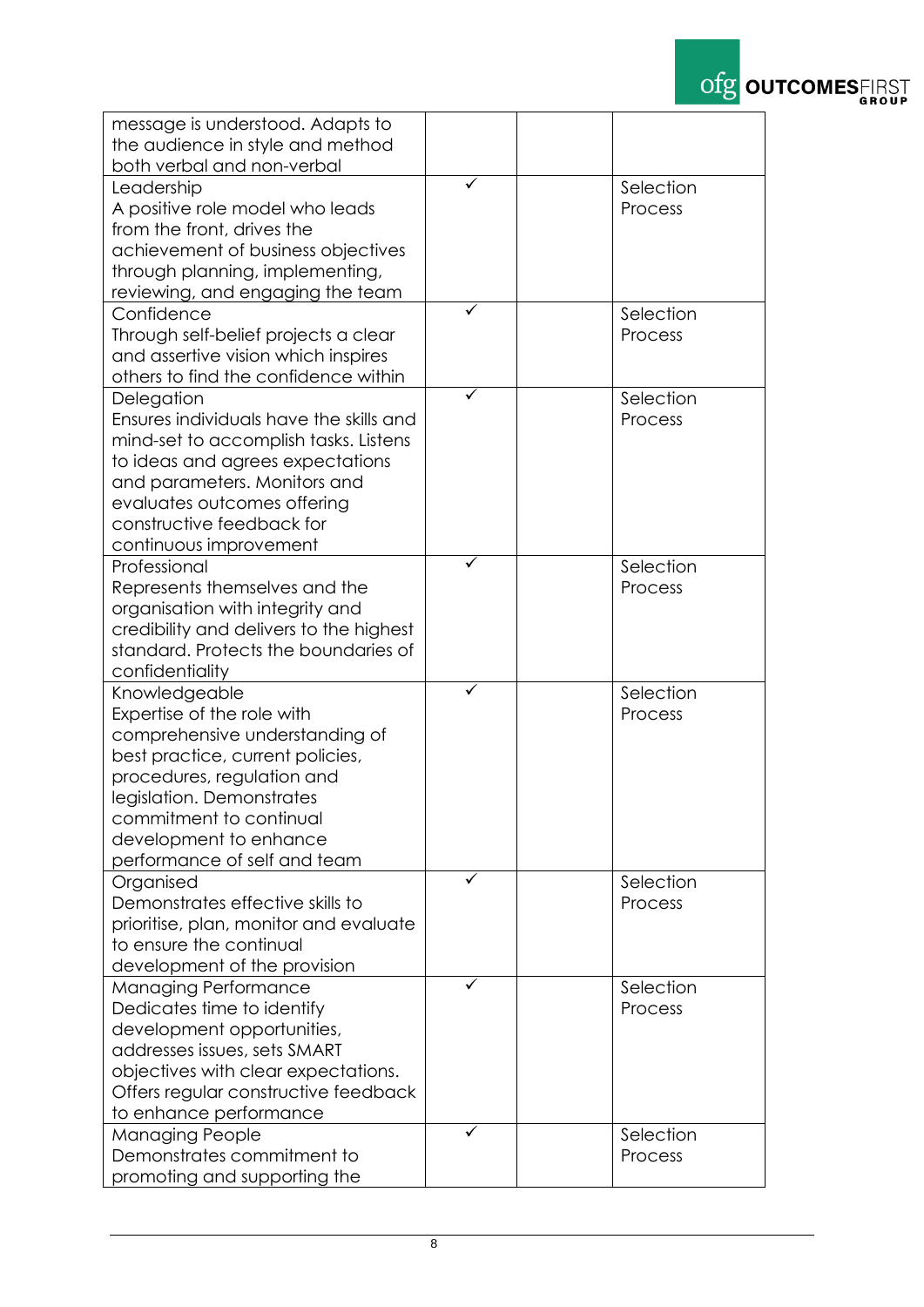| | | | |
|---|---|---|---|
| message is understood. Adapts to the audience in style and method both verbal and non-verbal | | | |
| Leadership<br>A positive role model who leads from the front, drives the achievement of business objectives through planning, implementing, reviewing, and engaging the team | ✓ | | Selection Process |
| Confidence<br>Through self-belief projects a clear and assertive vision which inspires others to find the confidence within | ✓ | | Selection Process |
| Delegation<br>Ensures individuals have the skills and mind-set to accomplish tasks. Listens to ideas and agrees expectations and parameters. Monitors and evaluates outcomes offering constructive feedback for continuous improvement | ✓ | | Selection Process |
| Professional<br>Represents themselves and the organisation with integrity and credibility and delivers to the highest standard. Protects the boundaries of confidentiality | ✓ | | Selection Process |
| Knowledgeable<br>Expertise of the role with comprehensive understanding of best practice, current policies, procedures, regulation and legislation. Demonstrates commitment to continual development to enhance performance of self and team | ✓ | | Selection Process |
| Organised<br>Demonstrates effective skills to prioritise, plan, monitor and evaluate to ensure the continual development of the provision | ✓ | | Selection Process |
| Managing Performance<br>Dedicates time to identify development opportunities, addresses issues, sets SMART objectives with clear expectations. Offers regular constructive feedback to enhance performance | ✓ | | Selection Process |
| Managing People<br>Demonstrates commitment to promoting and supporting the | ✓ | | Selection Process |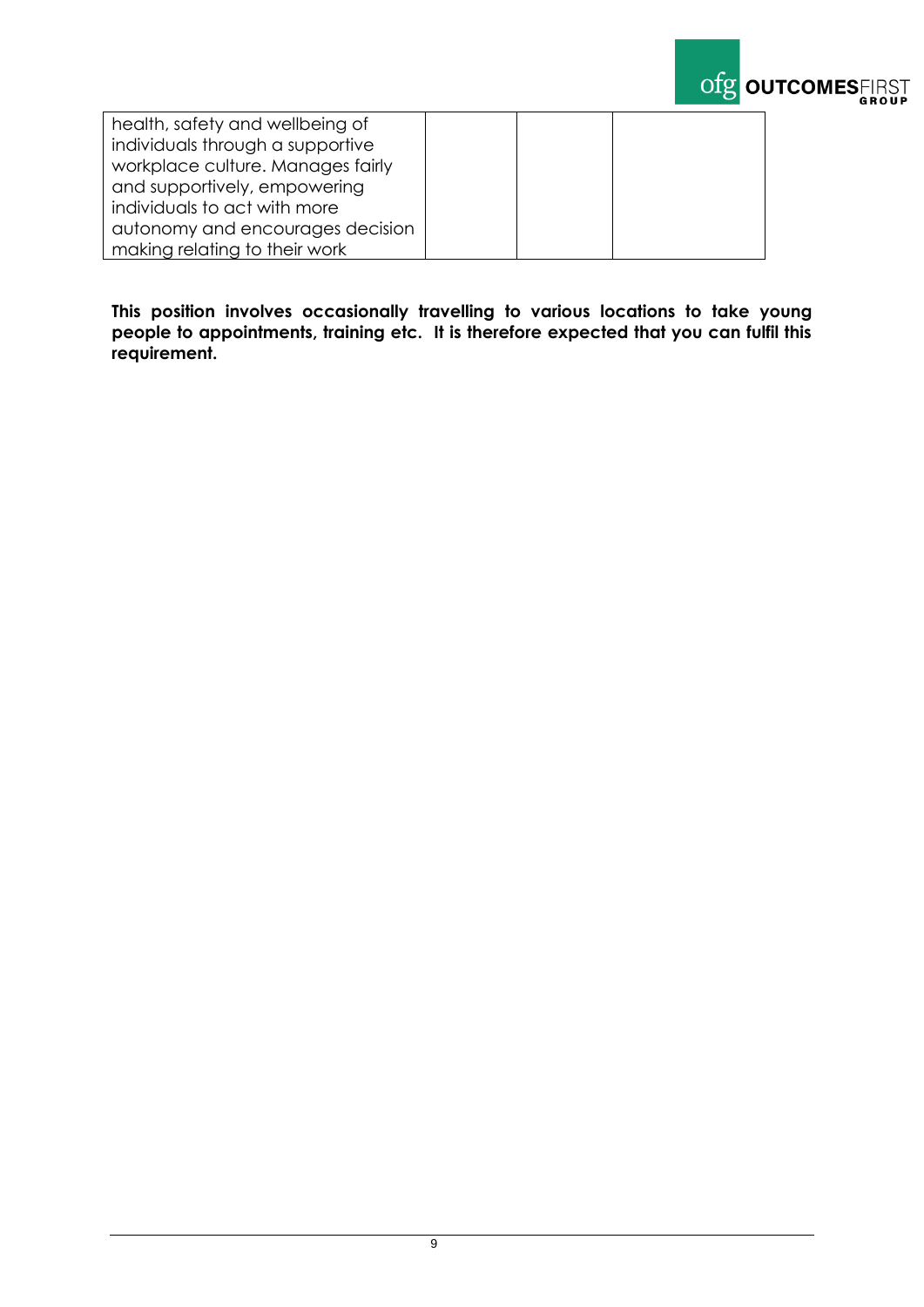| | | | |
|---|---|---|---|
| health, safety and wellbeing of individuals through a supportive workplace culture. Manages fairly and supportively, empowering individuals to act with more autonomy and encourages decision making relating to their work | | | |

**This position involves occasionally travelling to various locations to take young people to appointments, training etc. It is therefore expected that you can fulfil this requirement.**